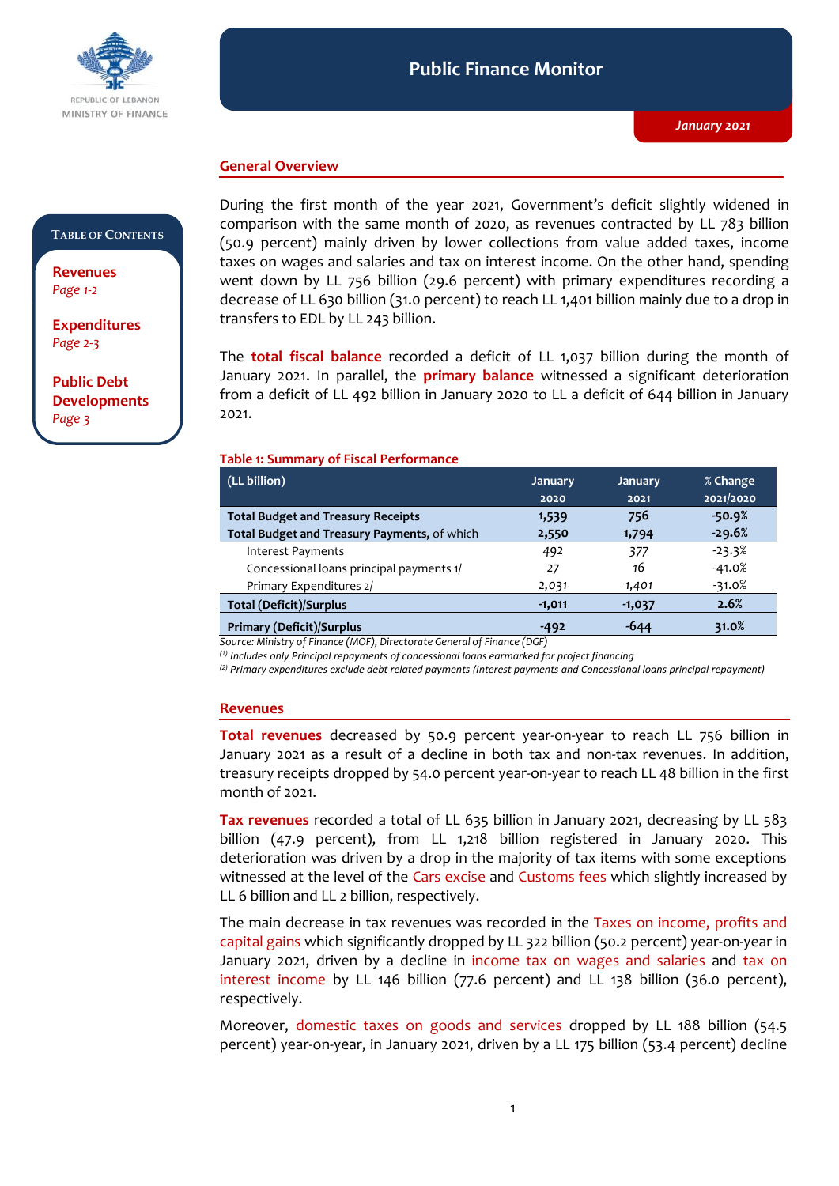REPUBLIC OF LEBANON
MINISTRY OF FINANCE

# Public Finance Monitor

*January 2021*

**Table of Contents**

**Revenues**
*Page 1-2*

**Expenditures**
*Page 2-3*

**Public Debt Developments**
*Page 3*

## General Overview

During the first month of the year 2021, Government's deficit slightly widened in comparison with the same month of 2020, as revenues contracted by LL 783 billion (50.9 percent) mainly driven by lower collections from value added taxes, income taxes on wages and salaries and tax on interest income. On the other hand, spending went down by LL 756 billion (29.6 percent) with primary expenditures recording a decrease of LL 630 billion (31.0 percent) to reach LL 1,401 billion mainly due to a drop in transfers to EDL by LL 243 billion.

The **total fiscal balance** recorded a deficit of LL 1,037 billion during the month of January 2021. In parallel, the **primary balance** witnessed a significant deterioration from a deficit of LL 492 billion in January 2020 to LL a deficit of 644 billion in January 2021.

**Table 1: Summary of Fiscal Performance**

| (LL billion) | January 2020 | January 2021 | % Change 2021/2020 |
|---|---|---|---|
| **Total Budget and Treasury Receipts** | **1,539** | **756** | **-50.9%** |
| **Total Budget and Treasury Payments,** of which | **2,550** | **1,794** | **-29.6%** |
| Interest Payments | 492 | 377 | -23.3% |
| Concessional loans principal payments 1/ | 27 | 16 | -41.0% |
| Primary Expenditures 2/ | 2,031 | 1,401 | -31.0% |
| **Total (Deficit)/Surplus** | **-1,011** | **-1,037** | **2.6%** |
| **Primary (Deficit)/Surplus** | **-492** | **-644** | **31.0%** |

*Source: Ministry of Finance (MOF), Directorate General of Finance (DGF)*

*(1) Includes only Principal repayments of concessional loans earmarked for project financing*

*(2) Primary expenditures exclude debt related payments (Interest payments and Concessional loans principal repayment)*

## Revenues

**Total revenues** decreased by 50.9 percent year-on-year to reach LL 756 billion in January 2021 as a result of a decline in both tax and non-tax revenues. In addition, treasury receipts dropped by 54.0 percent year-on-year to reach LL 48 billion in the first month of 2021.

**Tax revenues** recorded a total of LL 635 billion in January 2021, decreasing by LL 583 billion (47.9 percent), from LL 1,218 billion registered in January 2020. This deterioration was driven by a drop in the majority of tax items with some exceptions witnessed at the level of the Cars excise and Customs fees which slightly increased by LL 6 billion and LL 2 billion, respectively.

The main decrease in tax revenues was recorded in the Taxes on income, profits and capital gains which significantly dropped by LL 322 billion (50.2 percent) year-on-year in January 2021, driven by a decline in income tax on wages and salaries and tax on interest income by LL 146 billion (77.6 percent) and LL 138 billion (36.0 percent), respectively.

Moreover, domestic taxes on goods and services dropped by LL 188 billion (54.5 percent) year-on-year, in January 2021, driven by a LL 175 billion (53.4 percent) decline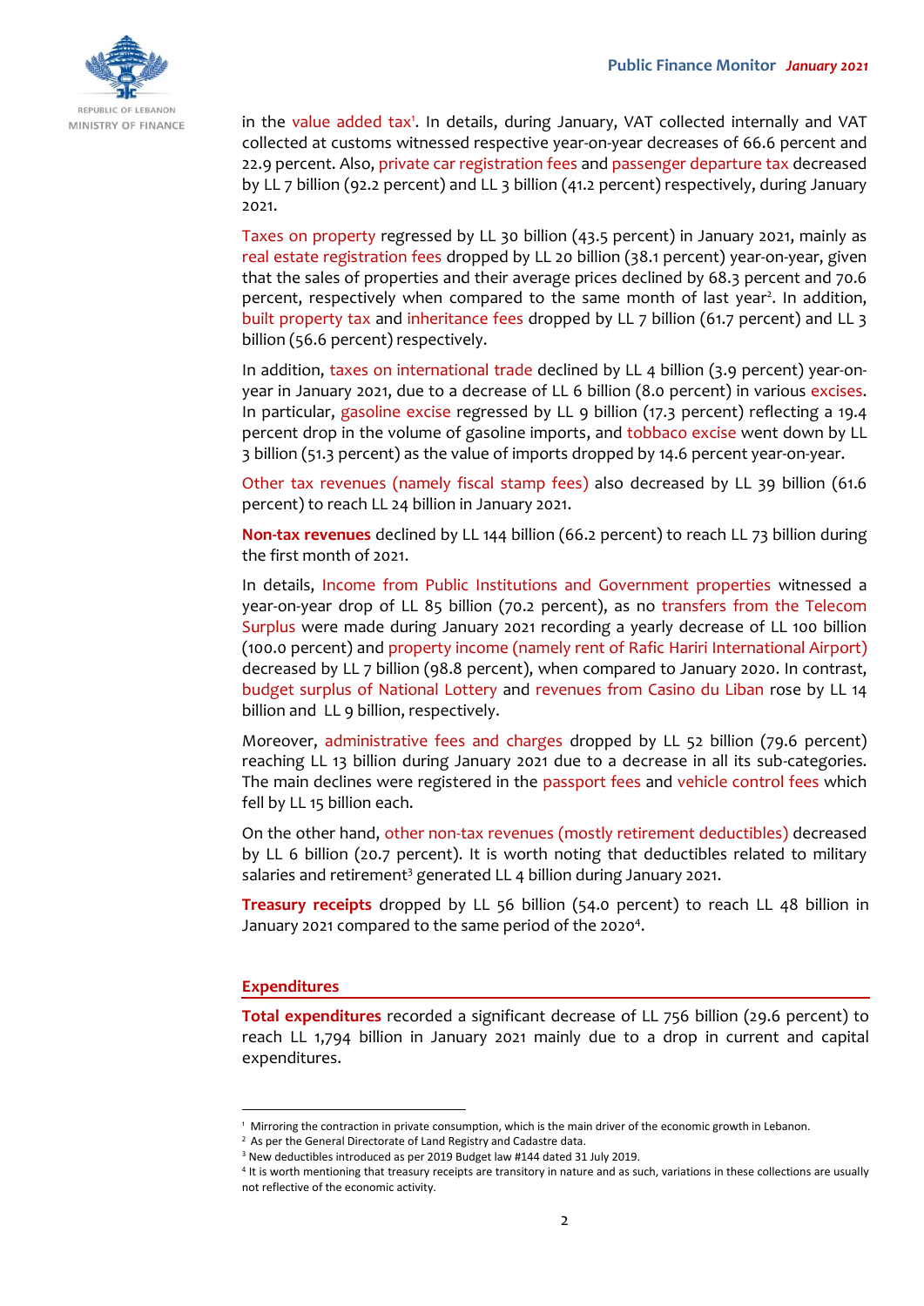in the value added tax[1]. In details, during January, VAT collected internally and VAT collected at customs witnessed respective year-on-year decreases of 66.6 percent and 22.9 percent. Also, private car registration fees and passenger departure tax decreased by LL 7 billion (92.2 percent) and LL 3 billion (41.2 percent) respectively, during January 2021.

Taxes on property regressed by LL 30 billion (43.5 percent) in January 2021, mainly as real estate registration fees dropped by LL 20 billion (38.1 percent) year-on-year, given that the sales of properties and their average prices declined by 68.3 percent and 70.6 percent, respectively when compared to the same month of last year[2]. In addition, built property tax and inheritance fees dropped by LL 7 billion (61.7 percent) and LL 3 billion (56.6 percent) respectively.

In addition, taxes on international trade declined by LL 4 billion (3.9 percent) year-on-year in January 2021, due to a decrease of LL 6 billion (8.0 percent) in various excises. In particular, gasoline excise regressed by LL 9 billion (17.3 percent) reflecting a 19.4 percent drop in the volume of gasoline imports, and tobbaco excise went down by LL 3 billion (51.3 percent) as the value of imports dropped by 14.6 percent year-on-year.

Other tax revenues (namely fiscal stamp fees) also decreased by LL 39 billion (61.6 percent) to reach LL 24 billion in January 2021.

**Non-tax revenues** declined by LL 144 billion (66.2 percent) to reach LL 73 billion during the first month of 2021.

In details, Income from Public Institutions and Government properties witnessed a year-on-year drop of LL 85 billion (70.2 percent), as no transfers from the Telecom Surplus were made during January 2021 recording a yearly decrease of LL 100 billion (100.0 percent) and property income (namely rent of Rafic Hariri International Airport) decreased by LL 7 billion (98.8 percent), when compared to January 2020. In contrast, budget surplus of National Lottery and revenues from Casino du Liban rose by LL 14 billion and LL 9 billion, respectively.

Moreover, administrative fees and charges dropped by LL 52 billion (79.6 percent) reaching LL 13 billion during January 2021 due to a decrease in all its sub-categories. The main declines were registered in the passport fees and vehicle control fees which fell by LL 15 billion each.

On the other hand, other non-tax revenues (mostly retirement deductibles) decreased by LL 6 billion (20.7 percent). It is worth noting that deductibles related to military salaries and retirement[3] generated LL 4 billion during January 2021.

**Treasury receipts** dropped by LL 56 billion (54.0 percent) to reach LL 48 billion in January 2021 compared to the same period of the 2020[4].

## Expenditures

**Total expenditures** recorded a significant decrease of LL 756 billion (29.6 percent) to reach LL 1,794 billion in January 2021 mainly due to a drop in current and capital expenditures.

---

[1] Mirroring the contraction in private consumption, which is the main driver of the economic growth in Lebanon.

[2] As per the General Directorate of Land Registry and Cadastre data.

[3] New deductibles introduced as per 2019 Budget law #144 dated 31 July 2019.

[4] It is worth mentioning that treasury receipts are transitory in nature and as such, variations in these collections are usually not reflective of the economic activity.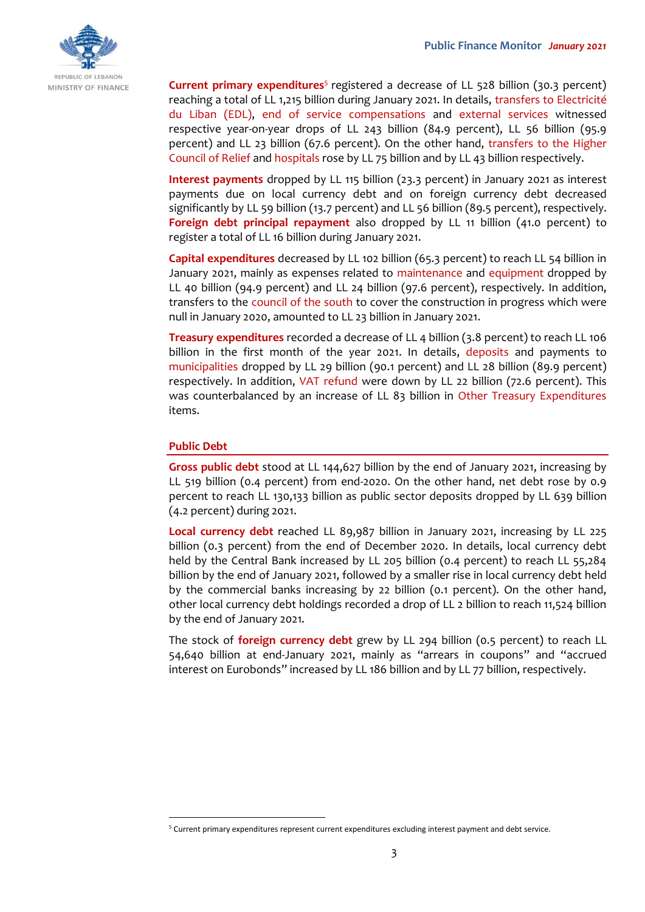**Current primary expenditures**[5] registered a decrease of LL 528 billion (30.3 percent) reaching a total of LL 1,215 billion during January 2021. In details, transfers to Electricité du Liban (EDL), end of service compensations and external services witnessed respective year-on-year drops of LL 243 billion (84.9 percent), LL 56 billion (95.9 percent) and LL 23 billion (67.6 percent). On the other hand, transfers to the Higher Council of Relief and hospitals rose by LL 75 billion and by LL 43 billion respectively.

**Interest payments** dropped by LL 115 billion (23.3 percent) in January 2021 as interest payments due on local currency debt and on foreign currency debt decreased significantly by LL 59 billion (13.7 percent) and LL 56 billion (89.5 percent), respectively. **Foreign debt principal repayment** also dropped by LL 11 billion (41.0 percent) to register a total of LL 16 billion during January 2021.

**Capital expenditures** decreased by LL 102 billion (65.3 percent) to reach LL 54 billion in January 2021, mainly as expenses related to maintenance and equipment dropped by LL 40 billion (94.9 percent) and LL 24 billion (97.6 percent), respectively. In addition, transfers to the council of the south to cover the construction in progress which were null in January 2020, amounted to LL 23 billion in January 2021.

**Treasury expenditures** recorded a decrease of LL 4 billion (3.8 percent) to reach LL 106 billion in the first month of the year 2021. In details, deposits and payments to municipalities dropped by LL 29 billion (90.1 percent) and LL 28 billion (89.9 percent) respectively. In addition, VAT refund were down by LL 22 billion (72.6 percent). This was counterbalanced by an increase of LL 83 billion in Other Treasury Expenditures items.

## Public Debt

**Gross public debt** stood at LL 144,627 billion by the end of January 2021, increasing by LL 519 billion (0.4 percent) from end-2020. On the other hand, net debt rose by 0.9 percent to reach LL 130,133 billion as public sector deposits dropped by LL 639 billion (4.2 percent) during 2021.

**Local currency debt** reached LL 89,987 billion in January 2021, increasing by LL 225 billion (0.3 percent) from the end of December 2020. In details, local currency debt held by the Central Bank increased by LL 205 billion (0.4 percent) to reach LL 55,284 billion by the end of January 2021, followed by a smaller rise in local currency debt held by the commercial banks increasing by 22 billion (0.1 percent). On the other hand, other local currency debt holdings recorded a drop of LL 2 billion to reach 11,524 billion by the end of January 2021.

The stock of **foreign currency debt** grew by LL 294 billion (0.5 percent) to reach LL 54,640 billion at end-January 2021, mainly as "arrears in coupons" and "accrued interest on Eurobonds" increased by LL 186 billion and by LL 77 billion, respectively.

---

[5] Current primary expenditures represent current expenditures excluding interest payment and debt service.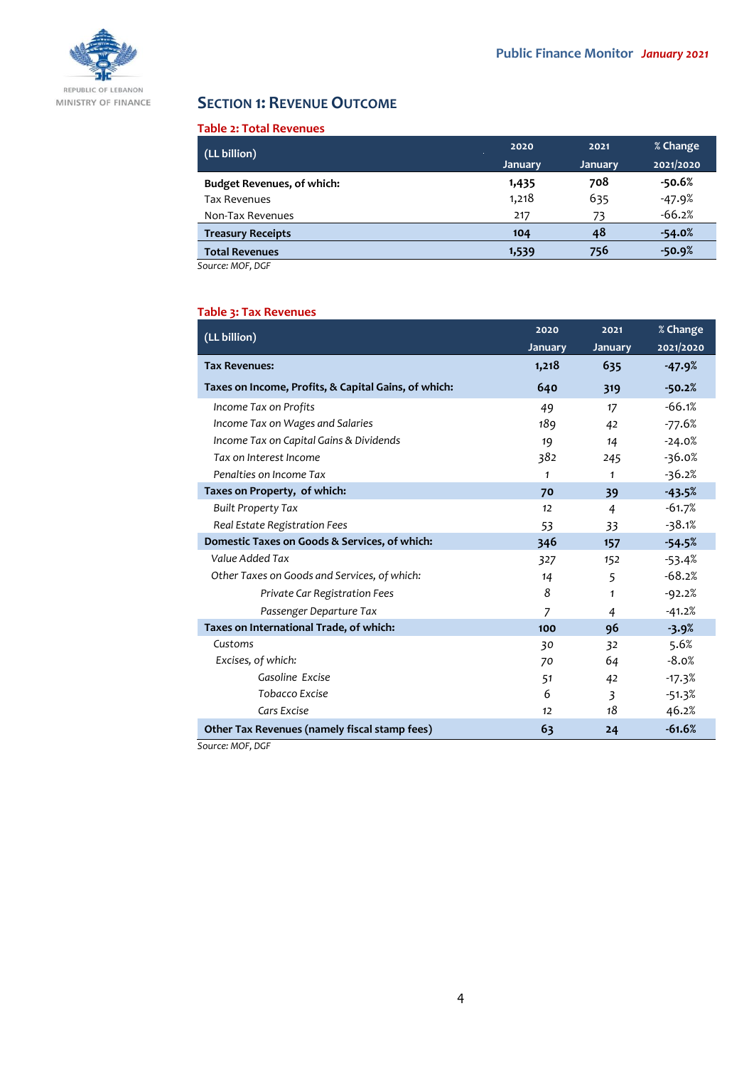## SECTION 1: REVENUE OUTCOME

**Table 2: Total Revenues**

| (LL billion) | 2020 January | 2021 January | % Change 2021/2020 |
|---|---|---|---|
| **Budget Revenues, of which:** | **1,435** | **708** | **-50.6%** |
| Tax Revenues | 1,218 | 635 | -47.9% |
| Non-Tax Revenues | 217 | 73 | -66.2% |
| **Treasury Receipts** | **104** | **48** | **-54.0%** |
| **Total Revenues** | **1,539** | **756** | **-50.9%** |

*Source: MOF, DGF*

**Table 3: Tax Revenues**

| (LL billion) | 2020 January | 2021 January | % Change 2021/2020 |
|---|---|---|---|
| **Tax Revenues:** | **1,218** | **635** | **-47.9%** |
| **Taxes on Income, Profits, & Capital Gains, of which:** | **640** | **319** | **-50.2%** |
| *Income Tax on Profits* | 49 | 17 | -66.1% |
| *Income Tax on Wages and Salaries* | 189 | 42 | -77.6% |
| *Income Tax on Capital Gains & Dividends* | 19 | 14 | -24.0% |
| *Tax on Interest Income* | 382 | 245 | -36.0% |
| *Penalties on Income Tax* | 1 | 1 | -36.2% |
| **Taxes on Property, of which:** | **70** | **39** | **-43.5%** |
| *Built Property Tax* | 12 | 4 | -61.7% |
| *Real Estate Registration Fees* | 53 | 33 | -38.1% |
| **Domestic Taxes on Goods & Services, of which:** | **346** | **157** | **-54.5%** |
| *Value Added Tax* | 327 | 152 | -53.4% |
| *Other Taxes on Goods and Services, of which:* | 14 | 5 | -68.2% |
| *Private Car Registration Fees* | 8 | 1 | -92.2% |
| *Passenger Departure Tax* | 7 | 4 | -41.2% |
| **Taxes on International Trade, of which:** | **100** | **96** | **-3.9%** |
| Customs | 30 | 32 | 5.6% |
| Excises, of which: | 70 | 64 | -8.0% |
| *Gasoline Excise* | 51 | 42 | -17.3% |
| *Tobacco Excise* | 6 | 3 | -51.3% |
| *Cars Excise* | 12 | 18 | 46.2% |
| **Other Tax Revenues (namely fiscal stamp fees)** | **63** | **24** | **-61.6%** |

*Source: MOF, DGF*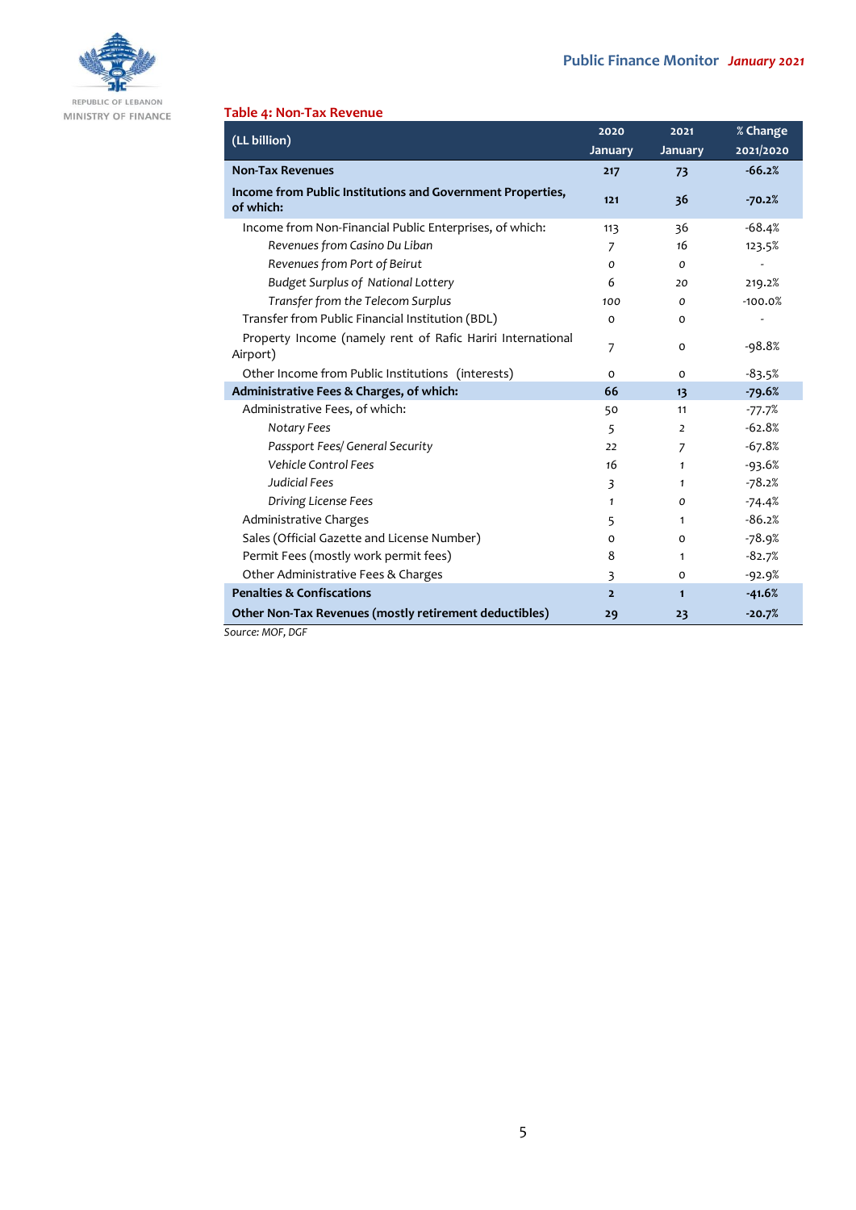REPUBLIC OF LEBANON
MINISTRY OF FINANCE

**Table 4: Non-Tax Revenue**

| (LL billion) | 2020 January | 2021 January | % Change 2021/2020 |
|---|---|---|---|
| **Non-Tax Revenues** | **217** | **73** | **-66.2%** |
| **Income from Public Institutions and Government Properties, of which:** | **121** | **36** | **-70.2%** |
| Income from Non-Financial Public Enterprises, of which: | 113 | 36 | -68.4% |
| *Revenues from Casino Du Liban* | 7 | 16 | 123.5% |
| *Revenues from Port of Beirut* | 0 | 0 | - |
| *Budget Surplus of National Lottery* | 6 | 20 | 219.2% |
| *Transfer from the Telecom Surplus* | 100 | 0 | -100.0% |
| Transfer from Public Financial Institution (BDL) | 0 | 0 | - |
| Property Income (namely rent of Rafic Hariri International Airport) | 7 | 0 | -98.8% |
| Other Income from Public Institutions (interests) | 0 | 0 | -83.5% |
| **Administrative Fees & Charges, of which:** | **66** | **13** | **-79.6%** |
| Administrative Fees, of which: | 50 | 11 | -77.7% |
| *Notary Fees* | 5 | 2 | -62.8% |
| *Passport Fees/ General Security* | 22 | 7 | -67.8% |
| *Vehicle Control Fees* | 16 | 1 | -93.6% |
| *Judicial Fees* | 3 | 1 | -78.2% |
| *Driving License Fees* | 1 | 0 | -74.4% |
| Administrative Charges | 5 | 1 | -86.2% |
| Sales (Official Gazette and License Number) | 0 | 0 | -78.9% |
| Permit Fees (mostly work permit fees) | 8 | 1 | -82.7% |
| Other Administrative Fees & Charges | 3 | 0 | -92.9% |
| **Penalties & Confiscations** | **2** | **1** | **-41.6%** |
| **Other Non-Tax Revenues (mostly retirement deductibles)** | **29** | **23** | **-20.7%** |

*Source: MOF, DGF*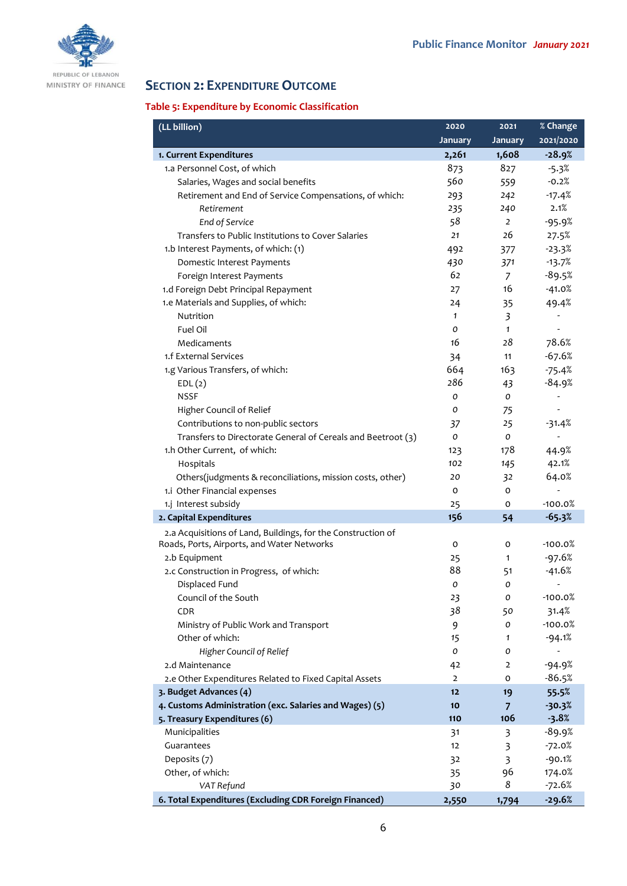## SECTION 2: EXPENDITURE OUTCOME

### Table 5: Expenditure by Economic Classification

| (LL billion) | 2020 January | 2021 January | % Change 2021/2020 |
|---|---|---|---|
| **1. Current Expenditures** | **2,261** | **1,608** | **-28.9%** |
| 1.a Personnel Cost, of which | 873 | 827 | -5.3% |
| Salaries, Wages and social benefits | 560 | 559 | -0.2% |
| Retirement and End of Service Compensations, of which: | 293 | 242 | -17.4% |
| *Retirement* | 235 | 240 | 2.1% |
| *End of Service* | 58 | 2 | -95.9% |
| Transfers to Public Institutions to Cover Salaries | 21 | 26 | 27.5% |
| 1.b Interest Payments, of which: (1) | 492 | 377 | -23.3% |
| Domestic Interest Payments | 430 | 371 | -13.7% |
| Foreign Interest Payments | 62 | 7 | -89.5% |
| 1.d Foreign Debt Principal Repayment | 27 | 16 | -41.0% |
| 1.e Materials and Supplies, of which: | 24 | 35 | 49.4% |
| Nutrition | 1 | 3 | - |
| Fuel Oil | 0 | 1 | - |
| Medicaments | 16 | 28 | 78.6% |
| 1.f External Services | 34 | 11 | -67.6% |
| 1.g Various Transfers, of which: | 664 | 163 | -75.4% |
| EDL (2) | 286 | 43 | -84.9% |
| NSSF | 0 | 0 | - |
| Higher Council of Relief | 0 | 75 | - |
| Contributions to non-public sectors | 37 | 25 | -31.4% |
| Transfers to Directorate General of Cereals and Beetroot (3) | 0 | 0 | - |
| 1.h Other Current, of which: | 123 | 178 | 44.9% |
| Hospitals | 102 | 145 | 42.1% |
| Others(judgments & reconciliations, mission costs, other) | 20 | 32 | 64.0% |
| 1.i Other Financial expenses | 0 | 0 | - |
| 1.j Interest subsidy | 25 | 0 | -100.0% |
| **2. Capital Expenditures** | **156** | **54** | **-65.3%** |
| 2.a Acquisitions of Land, Buildings, for the Construction of Roads, Ports, Airports, and Water Networks | 0 | 0 | -100.0% |
| 2.b Equipment | 25 | 1 | -97.6% |
| 2.c Construction in Progress, of which: | 88 | 51 | -41.6% |
| Displaced Fund | 0 | 0 | - |
| Council of the South | 23 | 0 | -100.0% |
| CDR | 38 | 50 | 31.4% |
| Ministry of Public Work and Transport | 9 | 0 | -100.0% |
| Other of which: | 15 | 1 | -94.1% |
| *Higher Council of Relief* | 0 | 0 | - |
| 2.d Maintenance | 42 | 2 | -94.9% |
| 2.e Other Expenditures Related to Fixed Capital Assets | 2 | 0 | -86.5% |
| **3. Budget Advances (4)** | **12** | **19** | **55.5%** |
| **4. Customs Administration (exc. Salaries and Wages) (5)** | **10** | **7** | **-30.3%** |
| **5. Treasury Expenditures (6)** | **110** | **106** | **-3.8%** |
| Municipalities | 31 | 3 | -89.9% |
| Guarantees | 12 | 3 | -72.0% |
| Deposits (7) | 32 | 3 | -90.1% |
| Other, of which: | 35 | 96 | 174.0% |
| *VAT Refund* | 30 | 8 | -72.6% |
| **6. Total Expenditures (Excluding CDR Foreign Financed)** | **2,550** | **1,794** | **-29.6%** |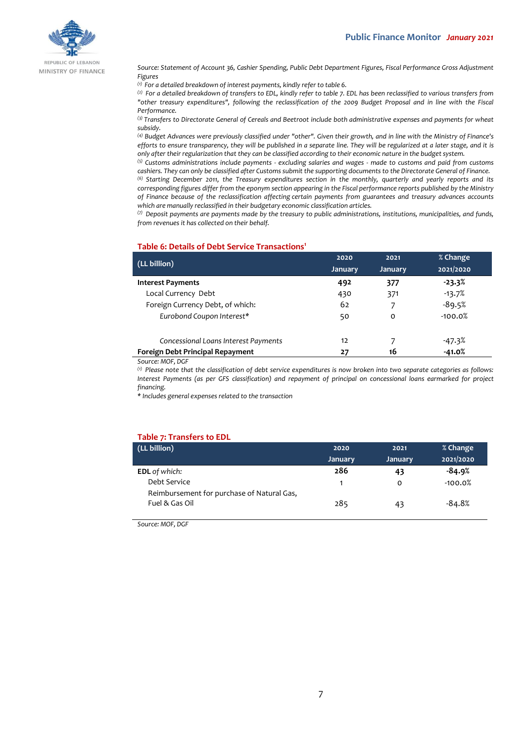Source: Statement of Account 36, Cashier Spending, Public Debt Department Figures, Fiscal Performance Gross Adjustment Figures

*(1) For a detailed breakdown of interest payments, kindly refer to table 6.*

*(2) For a detailed breakdown of transfers to EDL, kindly refer to table 7. EDL has been reclassified to various transfers from "other treasury expenditures", following the reclassification of the 2009 Budget Proposal and in line with the Fiscal Performance.*

*(3) Transfers to Directorate General of Cereals and Beetroot include both administrative expenses and payments for wheat subsidy.*

*(4) Budget Advances were previously classified under "other". Given their growth, and in line with the Ministry of Finance's efforts to ensure transparency, they will be published in a separate line. They will be regularized at a later stage, and it is only after their regularization that they can be classified according to their economic nature in the budget system.*

*(5) Customs administrations include payments - excluding salaries and wages - made to customs and paid from customs cashiers. They can only be classified after Customs submit the supporting documents to the Directorate General of Finance.*

*(6) Starting December 2011, the Treasury expenditures section in the monthly, quarterly and yearly reports and its corresponding figures differ from the eponym section appearing in the Fiscal performance reports published by the Ministry of Finance because of the reclassification affecting certain payments from guarantees and treasury advances accounts which are manually reclassified in their budgetary economic classification articles.*

*(7) Deposit payments are payments made by the treasury to public administrations, institutions, municipalities, and funds, from revenues it has collected on their behalf.*

## Table 6: Details of Debt Service Transactions[1]

| (LL billion) | 2020 January | 2021 January | % Change 2021/2020 |
|---|---|---|---|
| **Interest Payments** | **492** | **377** | **-23.3%** |
| Local Currency Debt | 430 | 371 | -13.7% |
| Foreign Currency Debt, of which: | 62 | 7 | -89.5% |
| *Eurobond Coupon Interest** | 50 | 0 | -100.0% |
| *Concessional Loans Interest Payments* | 12 | 7 | -47.3% |
| **Foreign Debt Principal Repayment** | **27** | **16** | **-41.0%** |

*Source: MOF, DGF*

*(1) Please note that the classification of debt service expenditures is now broken into two separate categories as follows: Interest Payments (as per GFS classification) and repayment of principal on concessional loans earmarked for project financing.*

*\* Includes general expenses related to the transaction*

## Table 7: Transfers to EDL

| (LL billion) | 2020 January | 2021 January | % Change 2021/2020 |
|---|---|---|---|
| **EDL** *of which:* | **286** | **43** | **-84.9%** |
| Debt Service | 1 | 0 | -100.0% |
| Reimbursement for purchase of Natural Gas, Fuel & Gas Oil | 285 | 43 | -84.8% |

*Source: MOF, DGF*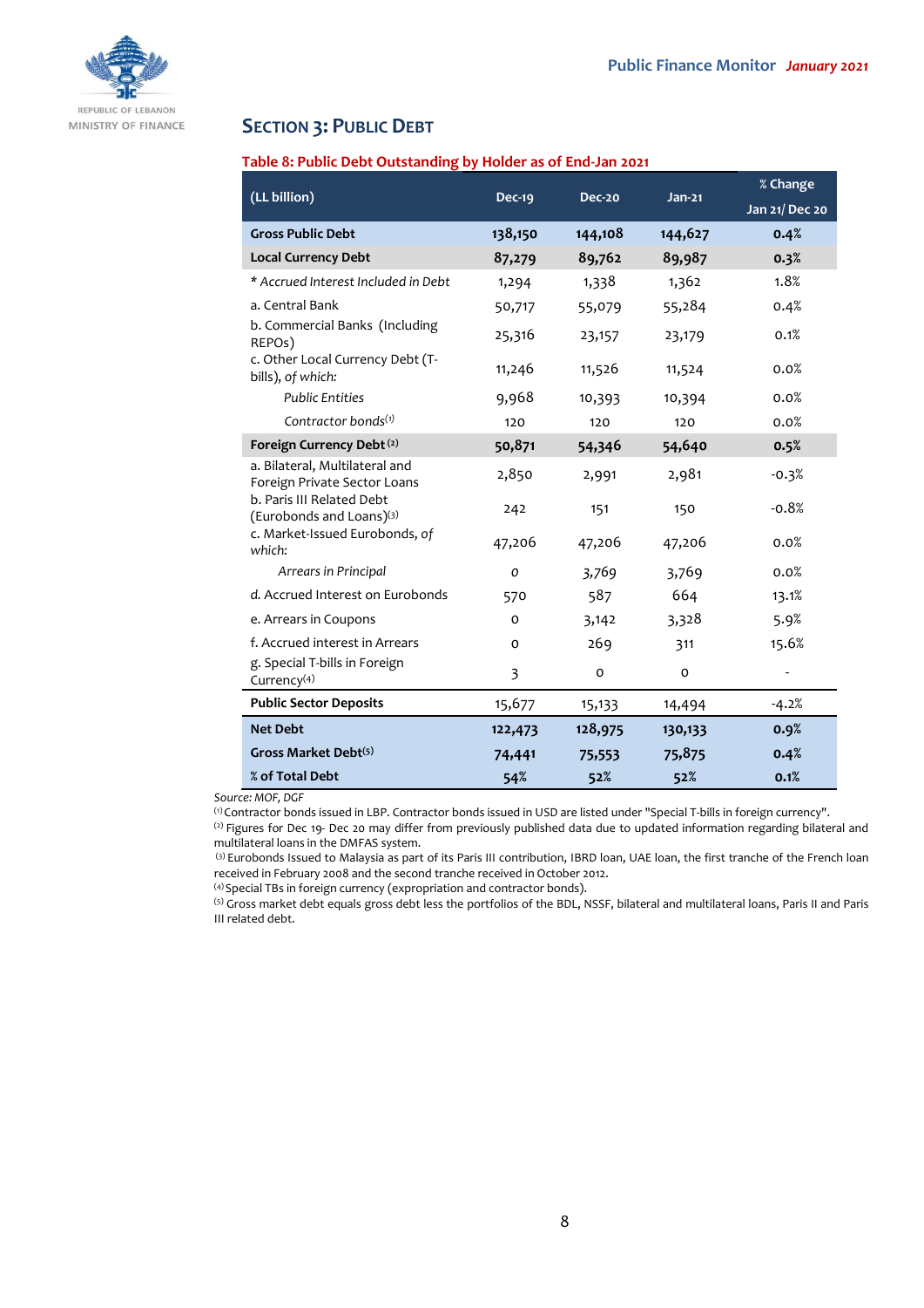## Section 3: Public Debt

**Table 8: Public Debt Outstanding by Holder as of End-Jan 2021**

| (LL billion) | Dec-19 | Dec-20 | Jan-21 | % Change Jan 21/ Dec 20 |
|---|---|---|---|---|
| **Gross Public Debt** | **138,150** | **144,108** | **144,627** | **0.4%** |
| **Local Currency Debt** | **87,279** | **89,762** | **89,987** | **0.3%** |
| * *Accrued Interest Included in Debt* | 1,294 | 1,338 | 1,362 | 1.8% |
| a. Central Bank | 50,717 | 55,079 | 55,284 | 0.4% |
| b. Commercial Banks (Including REPOs) | 25,316 | 23,157 | 23,179 | 0.1% |
| c. Other Local Currency Debt (T-bills), *of which:* | 11,246 | 11,526 | 11,524 | 0.0% |
| *Public Entities* | 9,968 | 10,393 | 10,394 | 0.0% |
| *Contractor bonds*(1) | 120 | 120 | 120 | 0.0% |
| **Foreign Currency Debt** (2) | **50,871** | **54,346** | **54,640** | **0.5%** |
| a. Bilateral, Multilateral and Foreign Private Sector Loans | 2,850 | 2,991 | 2,981 | -0.3% |
| b. Paris III Related Debt (Eurobonds and Loans)(3) | 242 | 151 | 150 | -0.8% |
| c. Market-Issued Eurobonds, *of which:* | 47,206 | 47,206 | 47,206 | 0.0% |
| *Arrears in Principal* | 0 | 3,769 | 3,769 | 0.0% |
| d. Accrued Interest on Eurobonds | 570 | 587 | 664 | 13.1% |
| e. Arrears in Coupons | 0 | 3,142 | 3,328 | 5.9% |
| f. Accrued interest in Arrears | 0 | 269 | 311 | 15.6% |
| g. Special T-bills in Foreign Currency(4) | 3 | 0 | 0 | - |
| **Public Sector Deposits** | 15,677 | 15,133 | 14,494 | -4.2% |
| **Net Debt** | **122,473** | **128,975** | **130,133** | **0.9%** |
| **Gross Market Debt**(5) | **74,441** | **75,553** | **75,875** | **0.4%** |
| **% of Total Debt** | **54%** | **52%** | **52%** | **0.1%** |

*Source: MOF, DGF*

(1) Contractor bonds issued in LBP. Contractor bonds issued in USD are listed under "Special T-bills in foreign currency".
(2) Figures for Dec 19- Dec 20 may differ from previously published data due to updated information regarding bilateral and multilateral loans in the DMFAS system.
(3) Eurobonds Issued to Malaysia as part of its Paris III contribution, IBRD loan, UAE loan, the first tranche of the French loan received in February 2008 and the second tranche received in October 2012.
(4) Special TBs in foreign currency (expropriation and contractor bonds).
(5) Gross market debt equals gross debt less the portfolios of the BDL, NSSF, bilateral and multilateral loans, Paris II and Paris III related debt.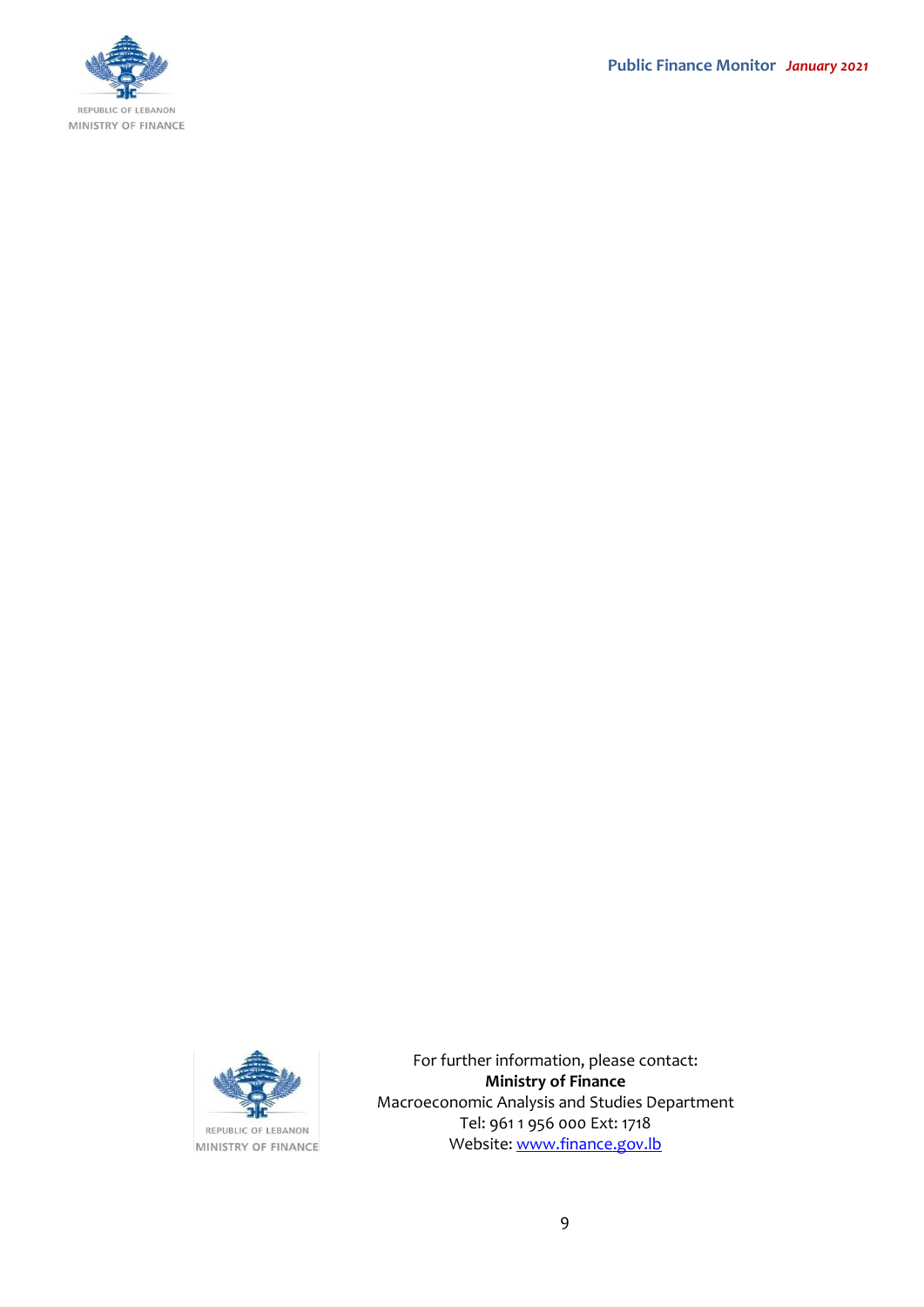For further information, please contact:

**Ministry of Finance**

Macroeconomic Analysis and Studies Department

Tel: 961 1 956 000 Ext: 1718

Website: [www.finance.gov.lb](http://www.finance.gov.lb)